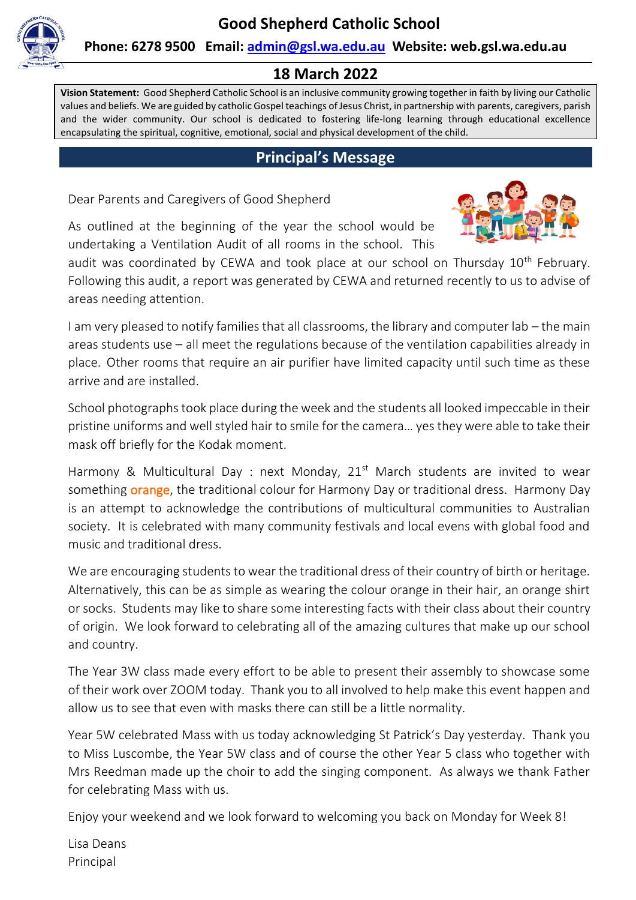# Good Shepherd Catholic School

**Phone: 6278 9500 Email: admin@gsl.wa.edu.au Website: web.gsl.wa.edu.au**

## 18 March 2022

**Vision Statement:** Good Shepherd Catholic School is an inclusive community growing together in faith by living our Catholic values and beliefs. We are guided by catholic Gospel teachings of Jesus Christ, in partnership with parents, caregivers, parish and the wider community. Our school is dedicated to fostering life-long learning through educational excellence encapsulating the spiritual, cognitive, emotional, social and physical development of the child.

## Principal's Message

Dear Parents and Caregivers of Good Shepherd

As outlined at the beginning of the year the school would be undertaking a Ventilation Audit of all rooms in the school. This audit was coordinated by CEWA and took place at our school on Thursday 10th February. Following this audit, a report was generated by CEWA and returned recently to us to advise of areas needing attention.

I am very pleased to notify families that all classrooms, the library and computer lab – the main areas students use – all meet the regulations because of the ventilation capabilities already in place. Other rooms that require an air purifier have limited capacity until such time as these arrive and are installed.

School photographs took place during the week and the students all looked impeccable in their pristine uniforms and well styled hair to smile for the camera… yes they were able to take their mask off briefly for the Kodak moment.

Harmony & Multicultural Day : next Monday, 21st March students are invited to wear something orange, the traditional colour for Harmony Day or traditional dress. Harmony Day is an attempt to acknowledge the contributions of multicultural communities to Australian society. It is celebrated with many community festivals and local evens with global food and music and traditional dress.

We are encouraging students to wear the traditional dress of their country of birth or heritage. Alternatively, this can be as simple as wearing the colour orange in their hair, an orange shirt or socks. Students may like to share some interesting facts with their class about their country of origin. We look forward to celebrating all of the amazing cultures that make up our school and country.

The Year 3W class made every effort to be able to present their assembly to showcase some of their work over ZOOM today. Thank you to all involved to help make this event happen and allow us to see that even with masks there can still be a little normality.

Year 5W celebrated Mass with us today acknowledging St Patrick's Day yesterday. Thank you to Miss Luscombe, the Year 5W class and of course the other Year 5 class who together with Mrs Reedman made up the choir to add the singing component. As always we thank Father for celebrating Mass with us.

Enjoy your weekend and we look forward to welcoming you back on Monday for Week 8!

Lisa Deans
Principal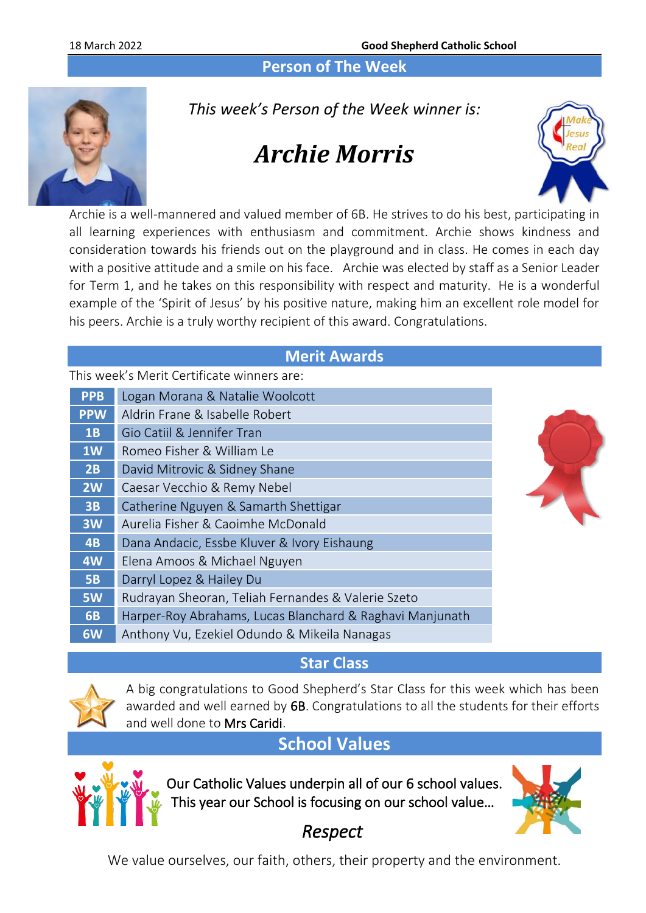## Person of The Week

*This week's Person of the Week winner is:*

# *Archie Morris*

Archie is a well-mannered and valued member of 6B. He strives to do his best, participating in all learning experiences with enthusiasm and commitment. Archie shows kindness and consideration towards his friends out on the playground and in class. He comes in each day with a positive attitude and a smile on his face. Archie was elected by staff as a Senior Leader for Term 1, and he takes on this responsibility with respect and maturity. He is a wonderful example of the 'Spirit of Jesus' by his positive nature, making him an excellent role model for his peers. Archie is a truly worthy recipient of this award. Congratulations.

## Merit Awards

This week's Merit Certificate winners are:

| Class | Winners |
|---|---|
| PPB | Logan Morana & Natalie Woolcott |
| PPW | Aldrin Frane & Isabelle Robert |
| 1B | Gio Catiil & Jennifer Tran |
| 1W | Romeo Fisher & William Le |
| 2B | David Mitrovic & Sidney Shane |
| 2W | Caesar Vecchio & Remy Nebel |
| 3B | Catherine Nguyen & Samarth Shettigar |
| 3W | Aurelia Fisher & Caoimhe McDonald |
| 4B | Dana Andacic, Essbe Kluver & Ivory Eishaung |
| 4W | Elena Amoos & Michael Nguyen |
| 5B | Darryl Lopez & Hailey Du |
| 5W | Rudrayan Sheoran, Teliah Fernandes & Valerie Szeto |
| 6B | Harper-Roy Abrahams, Lucas Blanchard & Raghavi Manjunath |
| 6W | Anthony Vu, Ezekiel Odundo & Mikeila Nanagas |

## Star Class

A big congratulations to Good Shepherd's Star Class for this week which has been awarded and well earned by 6B. Congratulations to all the students for their efforts and well done to Mrs Caridi.

## School Values

Our Catholic Values underpin all of our 6 school values. This year our School is focusing on our school value...

*Respect*

We value ourselves, our faith, others, their property and the environment.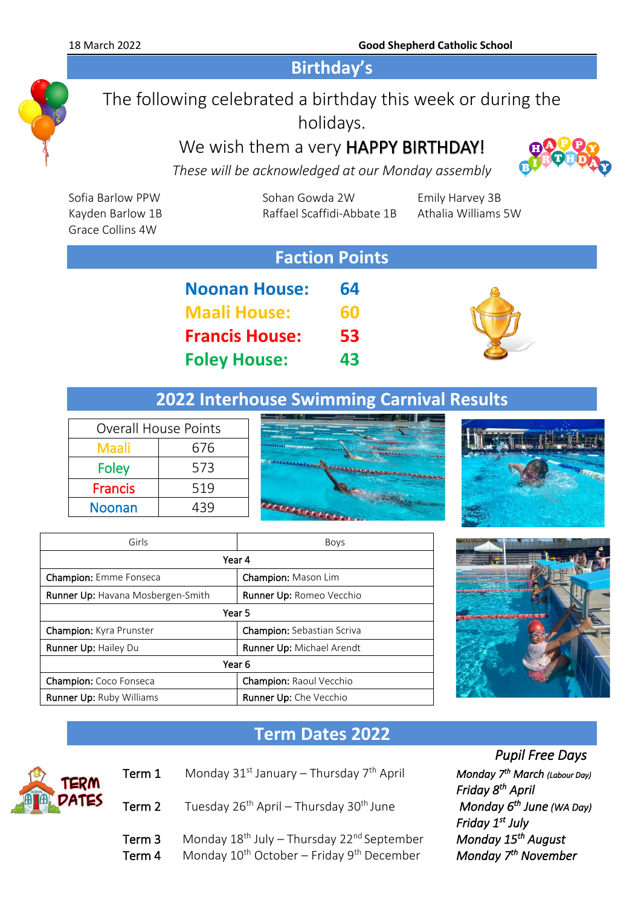## Birthday's

The following celebrated a birthday this week or during the holidays.

We wish them a very **HAPPY BIRTHDAY!**

*These will be acknowledged at our Monday assembly*

Sofia Barlow PPW
Kayden Barlow 1B
Grace Collins 4W
Sohan Gowda 2W
Raffael Scaffidi-Abbate 1B
Emily Harvey 3B
Athalia Williams 5W

## Faction Points

**Noonan House: 64**
**Maali House: 60**
**Francis House: 53**
**Foley House: 43**

## 2022 Interhouse Swimming Carnival Results

| Overall House Points | |
|---|---|
| Maali | 676 |
| Foley | 573 |
| Francis | 519 |
| Noonan | 439 |

| Girls | Boys |
|---|---|
| Year 4 | |
| **Champion:** Emme Fonseca | **Champion:** Mason Lim |
| **Runner Up:** Havana Mosbergen-Smith | **Runner Up:** Romeo Vecchio |
| Year 5 | |
| **Champion:** Kyra Prunster | **Champion:** Sebastian Scriva |
| **Runner Up:** Hailey Du | **Runner Up:** Michael Arendt |
| Year 6 | |
| **Champion:** Coco Fonseca | **Champion:** Raoul Vecchio |
| **Runner Up:** Ruby Williams | **Runner Up:** Che Vecchio |

## Term Dates 2022

Term 1 Monday 31st January – Thursday 7th April

Term 2 Tuesday 26th April – Thursday 30th June

Term 3 Monday 18th July – Thursday 22nd September

Term 4 Monday 10th October – Friday 9th December

*Pupil Free Days*

*Monday 7th March (Labour Day)*
*Friday 8th April*
*Monday 6th June (WA Day)*
*Friday 1st July*
*Monday 15th August*
*Monday 7th November*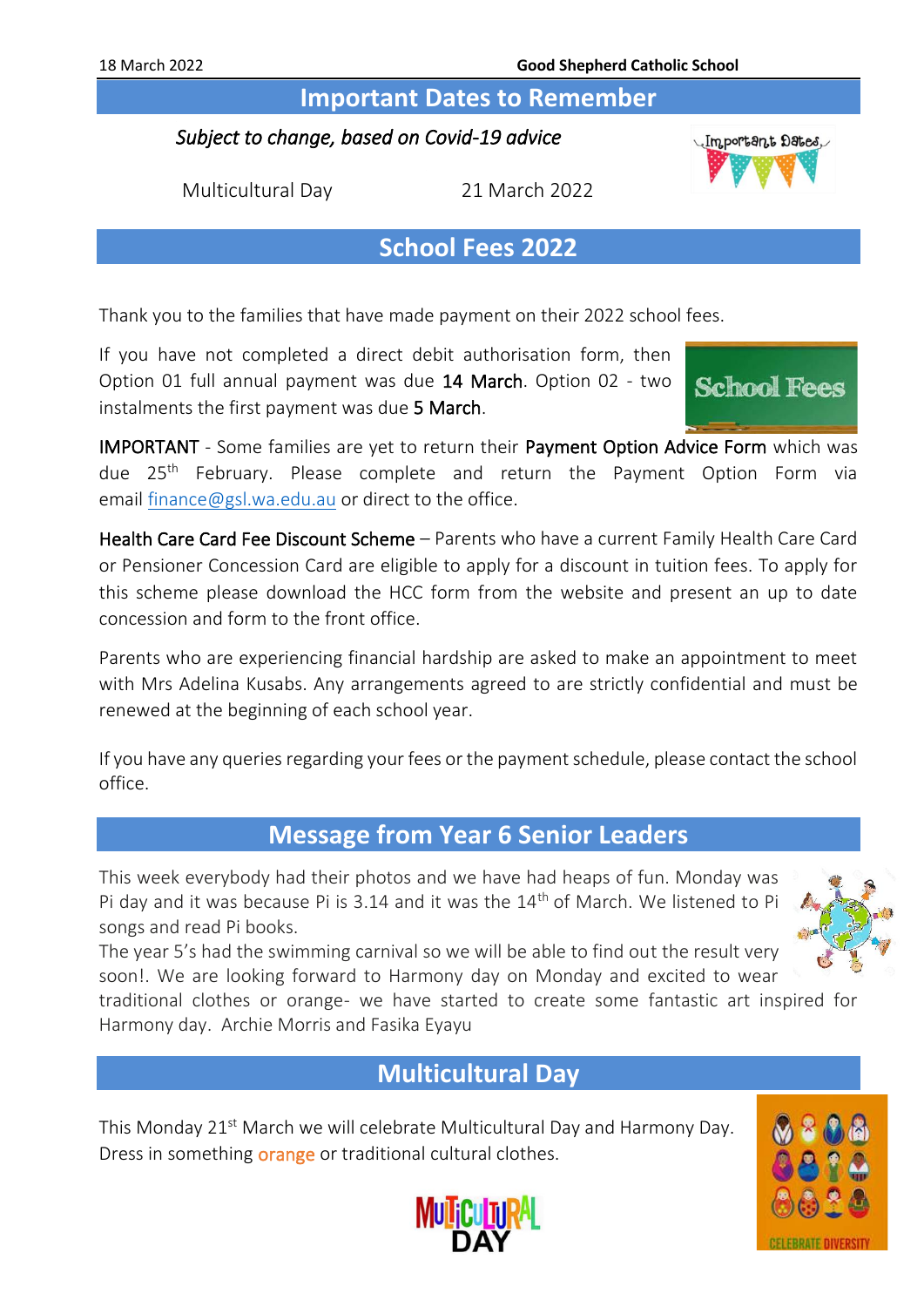## Important Dates to Remember

*Subject to change, based on Covid-19 advice*

Multicultural Day 21 March 2022

## School Fees 2022

Thank you to the families that have made payment on their 2022 school fees.

If you have not completed a direct debit authorisation form, then Option 01 full annual payment was due 14 March. Option 02 - two instalments the first payment was due 5 March.

IMPORTANT - Some families are yet to return their Payment Option Advice Form which was due 25th February. Please complete and return the Payment Option Form via email finance@gsl.wa.edu.au or direct to the office.

Health Care Card Fee Discount Scheme – Parents who have a current Family Health Care Card or Pensioner Concession Card are eligible to apply for a discount in tuition fees. To apply for this scheme please download the HCC form from the website and present an up to date concession and form to the front office.

Parents who are experiencing financial hardship are asked to make an appointment to meet with Mrs Adelina Kusabs. Any arrangements agreed to are strictly confidential and must be renewed at the beginning of each school year.

If you have any queries regarding your fees or the payment schedule, please contact the school office.

## Message from Year 6 Senior Leaders

This week everybody had their photos and we have had heaps of fun. Monday was Pi day and it was because Pi is 3.14 and it was the 14th of March. We listened to Pi songs and read Pi books.
The year 5's had the swimming carnival so we will be able to find out the result very soon!. We are looking forward to Harmony day on Monday and excited to wear traditional clothes or orange- we have started to create some fantastic art inspired for Harmony day. Archie Morris and Fasika Eyayu

## Multicultural Day

This Monday 21st March we will celebrate Multicultural Day and Harmony Day. Dress in something orange or traditional cultural clothes.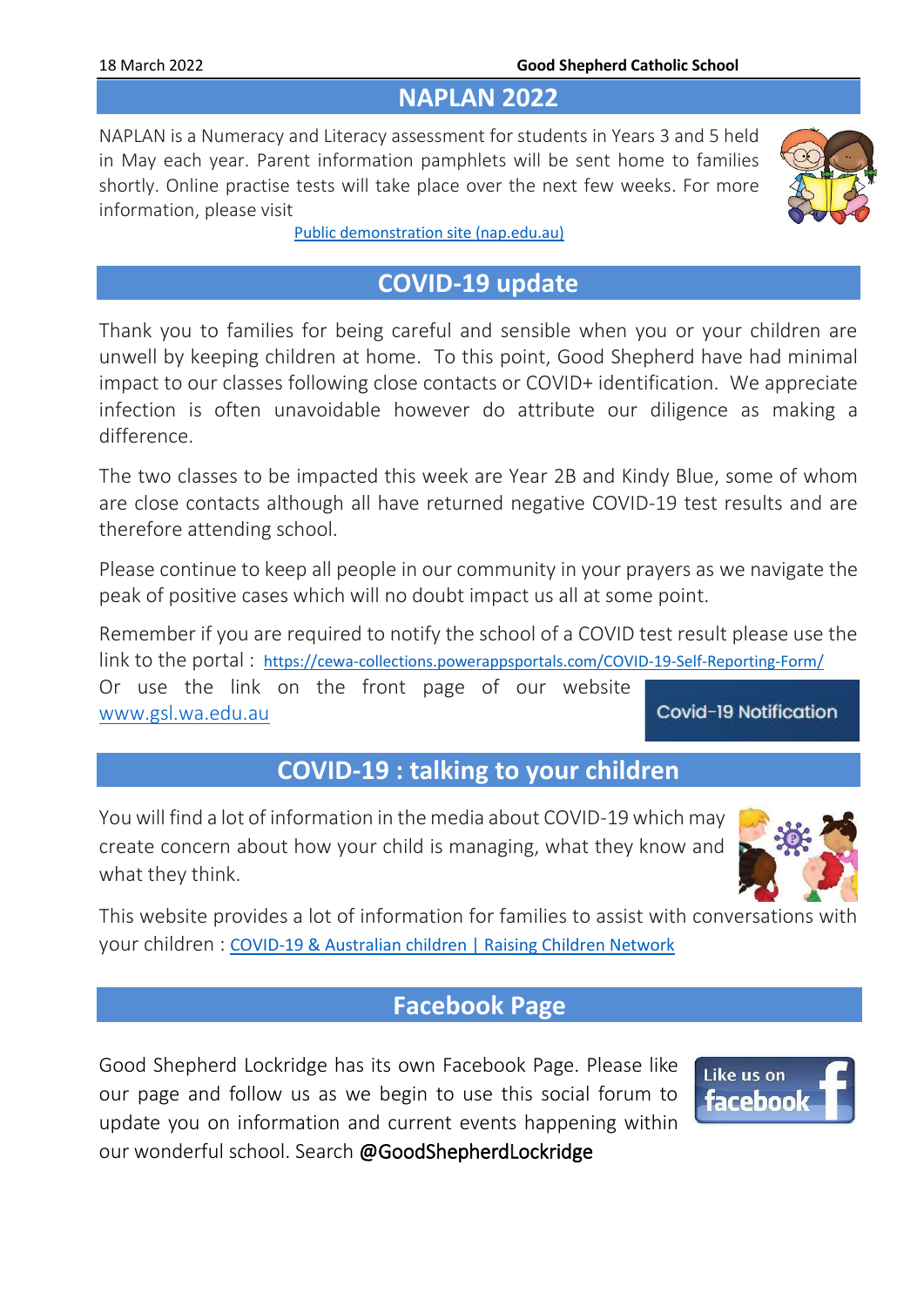## NAPLAN 2022

NAPLAN is a Numeracy and Literacy assessment for students in Years 3 and 5 held in May each year. Parent information pamphlets will be sent home to families shortly. Online practise tests will take place over the next few weeks. For more information, please visit

Public demonstration site (nap.edu.au)

## COVID-19 update

Thank you to families for being careful and sensible when you or your children are unwell by keeping children at home. To this point, Good Shepherd have had minimal impact to our classes following close contacts or COVID+ identification. We appreciate infection is often unavoidable however do attribute our diligence as making a difference.

The two classes to be impacted this week are Year 2B and Kindy Blue, some of whom are close contacts although all have returned negative COVID-19 test results and are therefore attending school.

Please continue to keep all people in our community in your prayers as we navigate the peak of positive cases which will no doubt impact us all at some point.

Remember if you are required to notify the school of a COVID test result please use the link to the portal : https://cewa-collections.powerappsportals.com/COVID-19-Self-Reporting-Form/

Or use the link on the front page of our website www.gsl.wa.edu.au

Covid-19 Notification

## COVID-19 : talking to your children

You will find a lot of information in the media about COVID-19 which may create concern about how your child is managing, what they know and what they think.

This website provides a lot of information for families to assist with conversations with your children : COVID-19 & Australian children | Raising Children Network

## Facebook Page

Good Shepherd Lockridge has its own Facebook Page. Please like our page and follow us as we begin to use this social forum to update you on information and current events happening within our wonderful school. Search @GoodShepherdLockridge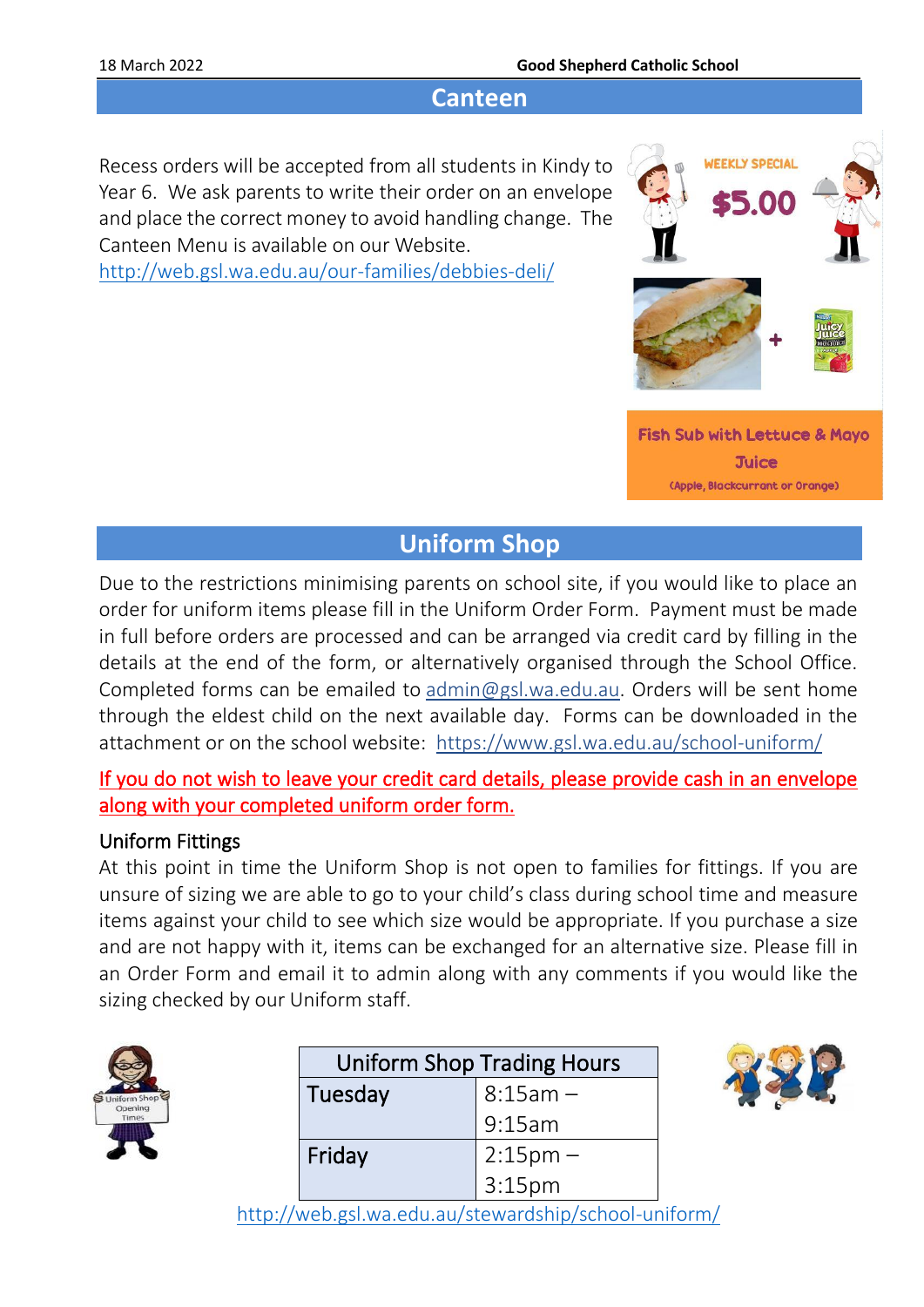## Canteen

Recess orders will be accepted from all students in Kindy to Year 6. We ask parents to write their order on an envelope and place the correct money to avoid handling change. The Canteen Menu is available on our Website.

http://web.gsl.wa.edu.au/our-families/debbies-deli/

WEEKLY SPECIAL

$5.00

Fish Sub with Lettuce & Mayo

Juice

(Apple, Blackcurrant or Orange)

## Uniform Shop

Due to the restrictions minimising parents on school site, if you would like to place an order for uniform items please fill in the Uniform Order Form. Payment must be made in full before orders are processed and can be arranged via credit card by filling in the details at the end of the form, or alternatively organised through the School Office. Completed forms can be emailed to admin@gsl.wa.edu.au. Orders will be sent home through the eldest child on the next available day. Forms can be downloaded in the attachment or on the school website: https://www.gsl.wa.edu.au/school-uniform/

If you do not wish to leave your credit card details, please provide cash in an envelope along with your completed uniform order form.

### Uniform Fittings

At this point in time the Uniform Shop is not open to families for fittings. If you are unsure of sizing we are able to go to your child's class during school time and measure items against your child to see which size would be appropriate. If you purchase a size and are not happy with it, items can be exchanged for an alternative size. Please fill in an Order Form and email it to admin along with any comments if you would like the sizing checked by our Uniform staff.

| Uniform Shop Trading Hours | |
|---|---|
| Tuesday | 8:15am – 9:15am |
| Friday | 2:15pm – 3:15pm |

http://web.gsl.wa.edu.au/stewardship/school-uniform/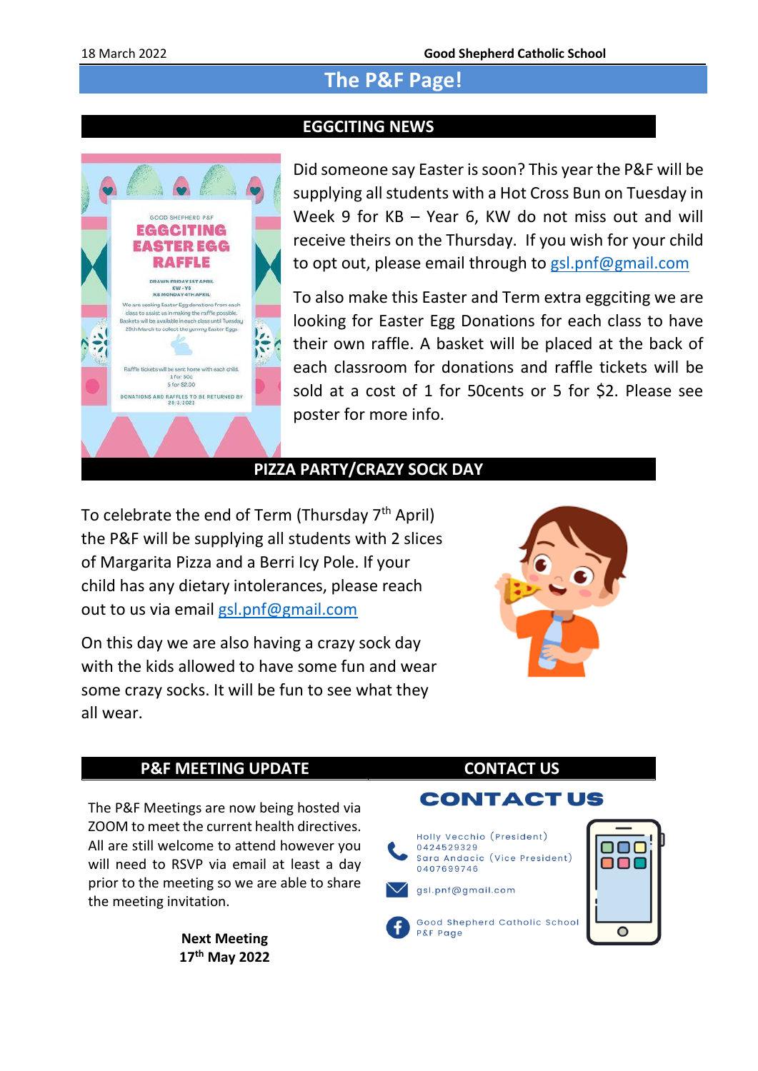# The P&F Page!

## EGGCITING NEWS

GOOD SHEPHERD P&F

**EGGCITING EASTER EGG RAFFLE**

DRAWN FRIDAY 1ST APRIL
KW - Y6
KB MONDAY 4TH APRIL

We are seeking Easter Egg donations from each class to assist us in making the raffle possible. Baskets will be available in each class until Tuesday 29th March to collect the yummy Easter Eggs

Raffle tickets will be sent home with each child.
1 for 50c
5 for $2.00

DONATIONS AND RAFFLES TO BE RETURNED BY 29/3/2022

Did someone say Easter is soon? This year the P&F will be supplying all students with a Hot Cross Bun on Tuesday in Week 9 for KB – Year 6, KW do not miss out and will receive theirs on the Thursday. If you wish for your child to opt out, please email through to gsl.pnf@gmail.com

To also make this Easter and Term extra eggciting we are looking for Easter Egg Donations for each class to have their own raffle. A basket will be placed at the back of each classroom for donations and raffle tickets will be sold at a cost of 1 for 50cents or 5 for $2. Please see poster for more info.

## PIZZA PARTY/CRAZY SOCK DAY

To celebrate the end of Term (Thursday 7th April) the P&F will be supplying all students with 2 slices of Margarita Pizza and a Berri Icy Pole. If your child has any dietary intolerances, please reach out to us via email gsl.pnf@gmail.com

On this day we are also having a crazy sock day with the kids allowed to have some fun and wear some crazy socks. It will be fun to see what they all wear.

## P&F MEETING UPDATE

The P&F Meetings are now being hosted via ZOOM to meet the current health directives. All are still welcome to attend however you will need to RSVP via email at least a day prior to the meeting so we are able to share the meeting invitation.

**Next Meeting**
**17th May 2022**

## CONTACT US

**CONTACT US**

Holly Vecchio (President)
0424529329
Sara Andacic (Vice President)
0407699746

gsl.pnf@gmail.com

Good Shepherd Catholic School P&F Page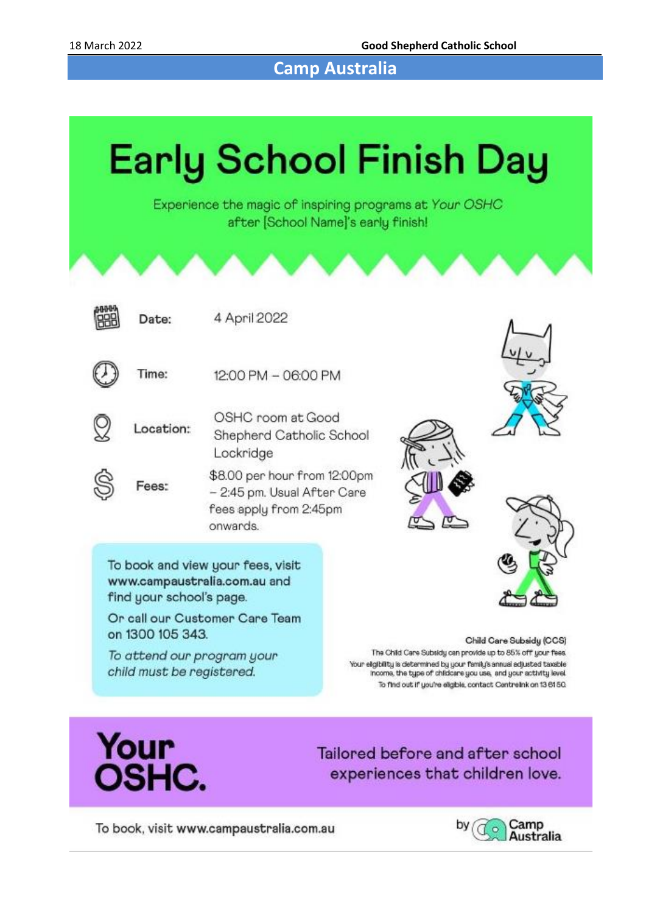# Camp Australia

## Early School Finish Day

Experience the magic of inspiring programs at *Your OSHC* after [School Name]'s early finish!

**Date:** 4 April 2022

**Time:** 12:00 PM – 06:00 PM

**Location:** OSHC room at Good Shepherd Catholic School Lockridge

**Fees:** $8.00 per hour from 12:00pm – 2:45 pm. Usual After Care fees apply from 2:45pm onwards.

To book and view your fees, visit **www.campaustralia.com.au** and find your school's page.

Or call our Customer Care Team on 1300 105 343.

*To attend our program your child must be registered.*

**Child Care Subsidy (CCS)**

The Child Care Subsidy can provide up to 85% off your fees. Your eligibility is determined by your family's annual adjusted taxable income, the type of childcare you use, and your activity level. To find out if you're eligible, contact Centrelink on 13 61 50.

**Your OSHC.**

Tailored before and after school experiences that children love.

To book, visit **www.campaustralia.com.au**

by Camp Australia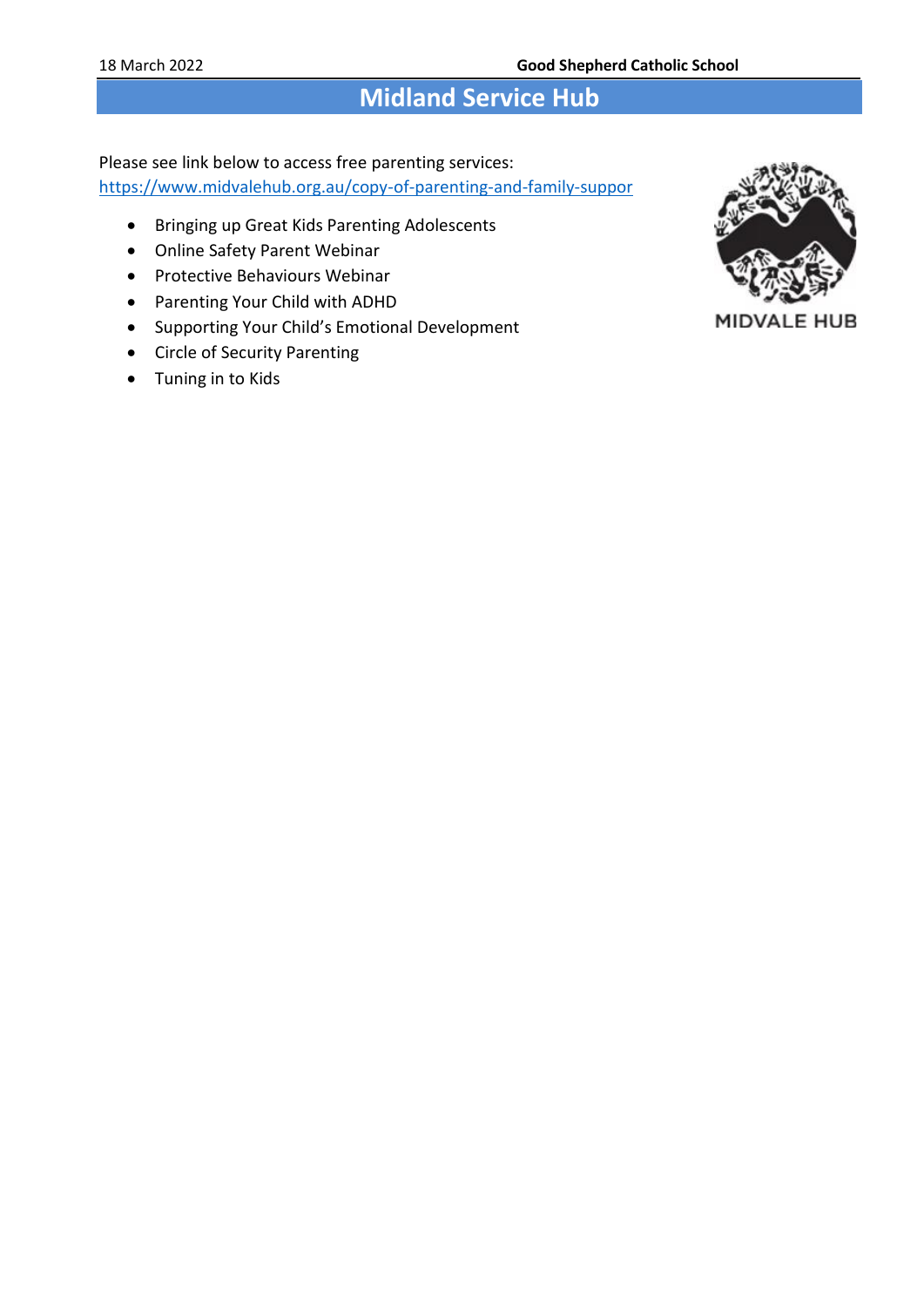## Midland Service Hub

Please see link below to access free parenting services:
https://www.midvalehub.org.au/copy-of-parenting-and-family-suppor

- Bringing up Great Kids Parenting Adolescents
- Online Safety Parent Webinar
- Protective Behaviours Webinar
- Parenting Your Child with ADHD
- Supporting Your Child's Emotional Development
- Circle of Security Parenting
- Tuning in to Kids

MIDVALE HUB